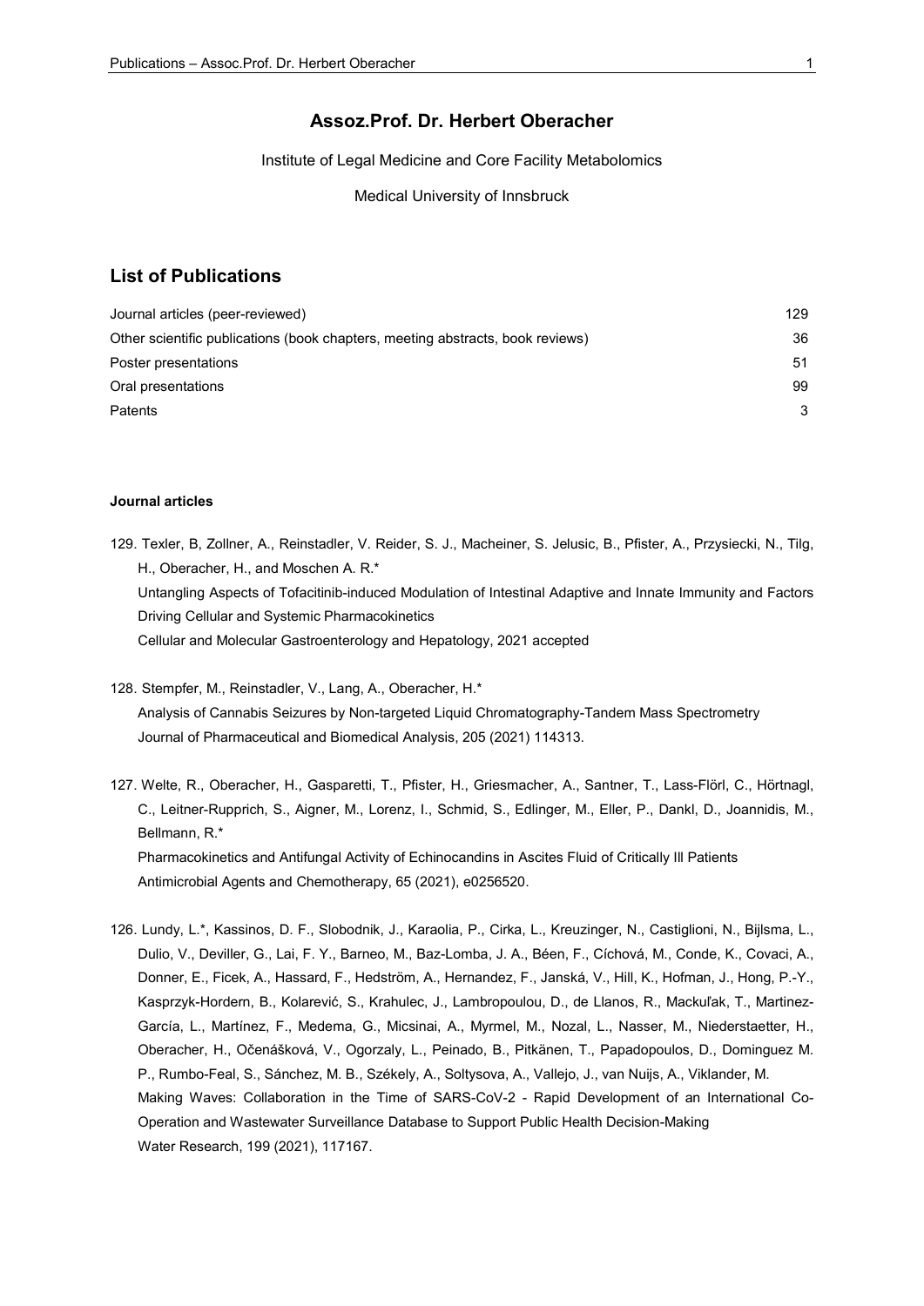## Assoz.Prof. Dr. Herbert Oberacher

Institute of Legal Medicine and Core Facility Metabolomics

Medical University of Innsbruck

## List of Publications

| | |
|---|---|
| Journal articles (peer-reviewed) | 129 |
| Other scientific publications (book chapters, meeting abstracts, book reviews) | 36 |
| Poster presentations | 51 |
| Oral presentations | 99 |
| Patents | 3 |

**Journal articles**

129. Texler, B, Zollner, A., Reinstadler, V. Reider, S. J., Macheiner, S. Jelusic, B., Pfister, A., Przysiecki, N., Tilg, H., Oberacher, H., and Moschen A. R.*
Untangling Aspects of Tofacitinib-induced Modulation of Intestinal Adaptive and Innate Immunity and Factors Driving Cellular and Systemic Pharmacokinetics
Cellular and Molecular Gastroenterology and Hepatology, 2021 accepted

128. Stempfer, M., Reinstadler, V., Lang, A., Oberacher, H.*
Analysis of Cannabis Seizures by Non-targeted Liquid Chromatography-Tandem Mass Spectrometry
Journal of Pharmaceutical and Biomedical Analysis, 205 (2021) 114313.

127. Welte, R., Oberacher, H., Gasparetti, T., Pfister, H., Griesmacher, A., Santner, T., Lass-Flörl, C., Hörtnagl, C., Leitner-Rupprich, S., Aigner, M., Lorenz, I., Schmid, S., Edlinger, M., Eller, P., Dankl, D., Joannidis, M., Bellmann, R.*
Pharmacokinetics and Antifungal Activity of Echinocandins in Ascites Fluid of Critically Ill Patients
Antimicrobial Agents and Chemotherapy, 65 (2021), e0256520.

126. Lundy, L.*, Kassinos, D. F., Slobodnik, J., Karaolia, P., Cirka, L., Kreuzinger, N., Castiglioni, N., Bijlsma, L., Dulio, V., Deviller, G., Lai, F. Y., Barneo, M., Baz-Lomba, J. A., Béen, F., Cíchová, M., Conde, K., Covaci, A., Donner, E., Ficek, A., Hassard, F., Hedström, A., Hernandez, F., Janská, V., Hill, K., Hofman, J., Hong, P.-Y., Kasprzyk-Hordern, B., Kolarević, S., Krahulec, J., Lambropoulou, D., de Llanos, R., Mackuľak, T., Martinez-García, L., Martínez, F., Medema, G., Micsinai, A., Myrmel, M., Nozal, L., Nasser, M., Niederstaetter, H., Oberacher, H., Očenášková, V., Ogorzaly, L., Peinado, B., Pitkänen, T., Papadopoulos, D., Dominguez M. P., Rumbo-Feal, S., Sánchez, M. B., Székely, A., Soltysova, A., Vallejo, J., van Nuijs, A., Viklander, M.
Making Waves: Collaboration in the Time of SARS-CoV-2 - Rapid Development of an International Co-Operation and Wastewater Surveillance Database to Support Public Health Decision-Making
Water Research, 199 (2021), 117167.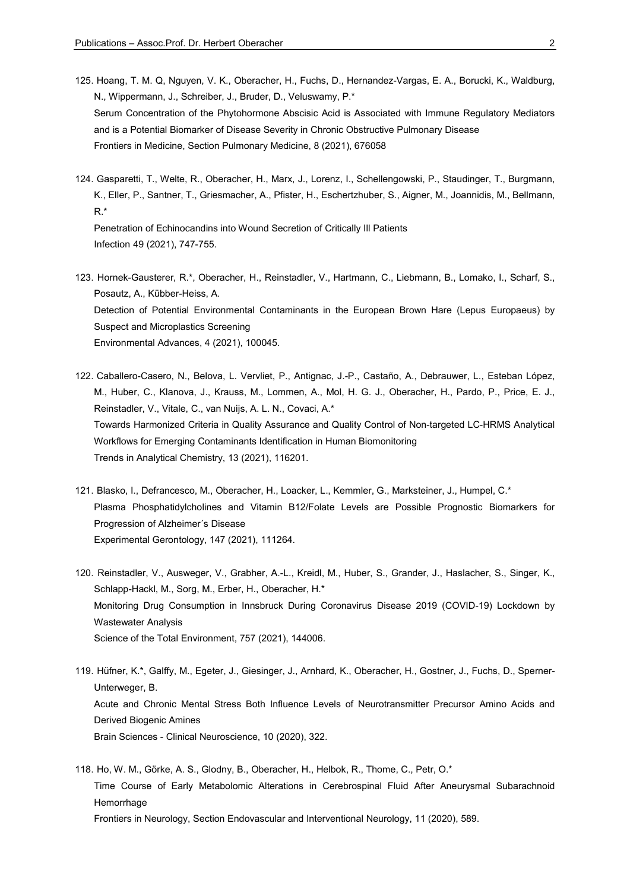125. Hoang, T. M. Q, Nguyen, V. K., Oberacher, H., Fuchs, D., Hernandez-Vargas, E. A., Borucki, K., Waldburg, N., Wippermann, J., Schreiber, J., Bruder, D., Veluswamy, P.*
Serum Concentration of the Phytohormone Abscisic Acid is Associated with Immune Regulatory Mediators and is a Potential Biomarker of Disease Severity in Chronic Obstructive Pulmonary Disease
Frontiers in Medicine, Section Pulmonary Medicine, 8 (2021), 676058

124. Gasparetti, T., Welte, R., Oberacher, H., Marx, J., Lorenz, I., Schellengowski, P., Staudinger, T., Burgmann, K., Eller, P., Santner, T., Griesmacher, A., Pfister, H., Eschertzhuber, S., Aigner, M., Joannidis, M., Bellmann, R.*
Penetration of Echinocandins into Wound Secretion of Critically Ill Patients
Infection 49 (2021), 747-755.

123. Hornek-Gausterer, R.*, Oberacher, H., Reinstadler, V., Hartmann, C., Liebmann, B., Lomako, I., Scharf, S., Posautz, A., Kübber-Heiss, A.
Detection of Potential Environmental Contaminants in the European Brown Hare (Lepus Europaeus) by Suspect and Microplastics Screening
Environmental Advances, 4 (2021), 100045.

122. Caballero-Casero, N., Belova, L. Vervliet, P., Antignac, J.-P., Castaño, A., Debrauwer, L., Esteban López, M., Huber, C., Klanova, J., Krauss, M., Lommen, A., Mol, H. G. J., Oberacher, H., Pardo, P., Price, E. J., Reinstadler, V., Vitale, C., van Nuijs, A. L. N., Covaci, A.*
Towards Harmonized Criteria in Quality Assurance and Quality Control of Non-targeted LC-HRMS Analytical Workflows for Emerging Contaminants Identification in Human Biomonitoring
Trends in Analytical Chemistry, 13 (2021), 116201.

121. Blasko, I., Defrancesco, M., Oberacher, H., Loacker, L., Kemmler, G., Marksteiner, J., Humpel, C.*
Plasma Phosphatidylcholines and Vitamin B12/Folate Levels are Possible Prognostic Biomarkers for Progression of Alzheimer´s Disease
Experimental Gerontology, 147 (2021), 111264.

120. Reinstadler, V., Ausweger, V., Grabher, A.-L., Kreidl, M., Huber, S., Grander, J., Haslacher, S., Singer, K., Schlapp-Hackl, M., Sorg, M., Erber, H., Oberacher, H.*
Monitoring Drug Consumption in Innsbruck During Coronavirus Disease 2019 (COVID-19) Lockdown by Wastewater Analysis
Science of the Total Environment, 757 (2021), 144006.

119. Hüfner, K.*, Galffy, M., Egeter, J., Giesinger, J., Arnhard, K., Oberacher, H., Gostner, J., Fuchs, D., Sperner-Unterweger, B.
Acute and Chronic Mental Stress Both Influence Levels of Neurotransmitter Precursor Amino Acids and Derived Biogenic Amines
Brain Sciences - Clinical Neuroscience, 10 (2020), 322.

118. Ho, W. M., Görke, A. S., Glodny, B., Oberacher, H., Helbok, R., Thome, C., Petr, O.*
Time Course of Early Metabolomic Alterations in Cerebrospinal Fluid After Aneurysmal Subarachnoid Hemorrhage
Frontiers in Neurology, Section Endovascular and Interventional Neurology, 11 (2020), 589.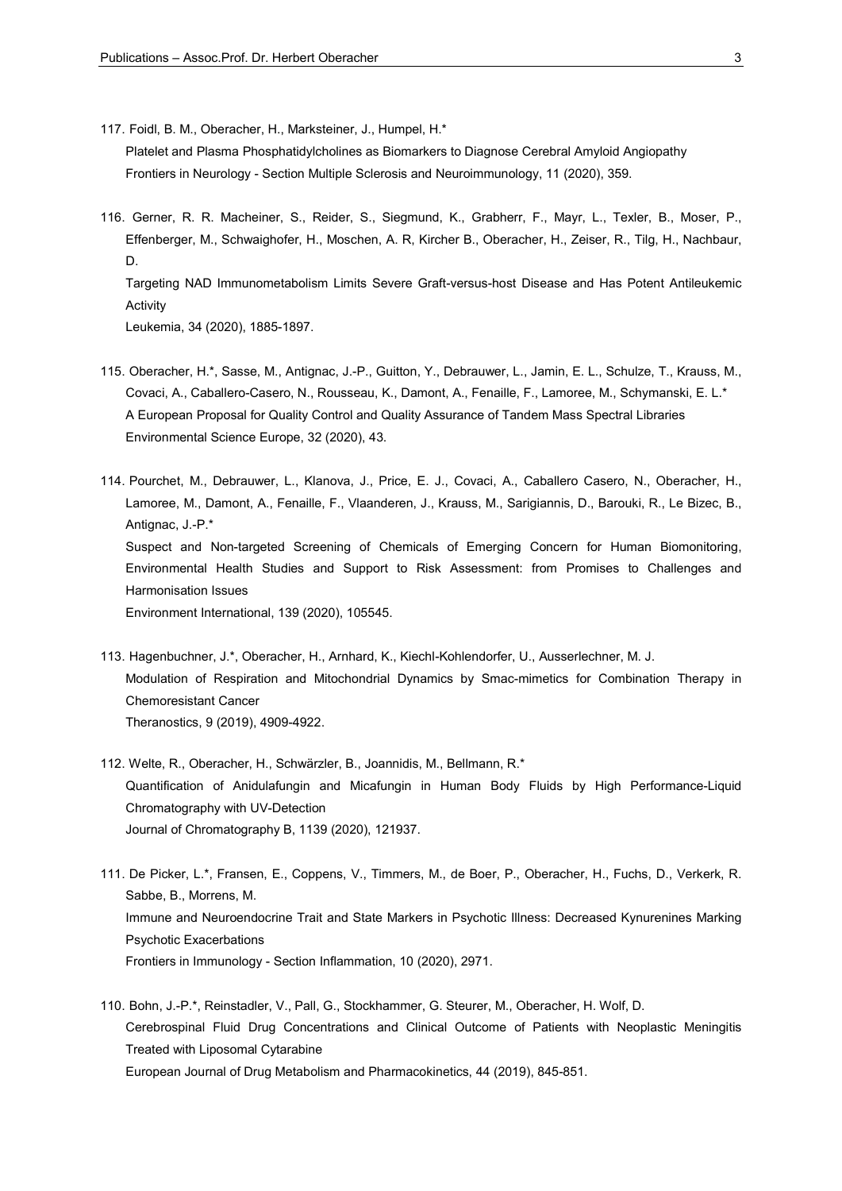117. Foidl, B. M., Oberacher, H., Marksteiner, J., Humpel, H.*
     Platelet and Plasma Phosphatidylcholines as Biomarkers to Diagnose Cerebral Amyloid Angiopathy
     Frontiers in Neurology - Section Multiple Sclerosis and Neuroimmunology, 11 (2020), 359.

116. Gerner, R. R. Macheiner, S., Reider, S., Siegmund, K., Grabherr, F., Mayr, L., Texler, B., Moser, P., Effenberger, M., Schwaighofer, H., Moschen, A. R, Kircher B., Oberacher, H., Zeiser, R., Tilg, H., Nachbaur, D.
     Targeting NAD Immunometabolism Limits Severe Graft-versus-host Disease and Has Potent Antileukemic Activity
     Leukemia, 34 (2020), 1885-1897.

115. Oberacher, H.*, Sasse, M., Antignac, J.-P., Guitton, Y., Debrauwer, L., Jamin, E. L., Schulze, T., Krauss, M., Covaci, A., Caballero-Casero, N., Rousseau, K., Damont, A., Fenaille, F., Lamoree, M., Schymanski, E. L.*
     A European Proposal for Quality Control and Quality Assurance of Tandem Mass Spectral Libraries
     Environmental Science Europe, 32 (2020), 43.

114. Pourchet, M., Debrauwer, L., Klanova, J., Price, E. J., Covaci, A., Caballero Casero, N., Oberacher, H., Lamoree, M., Damont, A., Fenaille, F., Vlaanderen, J., Krauss, M., Sarigiannis, D., Barouki, R., Le Bizec, B., Antignac, J.-P.*
     Suspect and Non-targeted Screening of Chemicals of Emerging Concern for Human Biomonitoring, Environmental Health Studies and Support to Risk Assessment: from Promises to Challenges and Harmonisation Issues
     Environment International, 139 (2020), 105545.

113. Hagenbuchner, J.*, Oberacher, H., Arnhard, K., Kiechl-Kohlendorfer, U., Ausserlechner, M. J.
     Modulation of Respiration and Mitochondrial Dynamics by Smac-mimetics for Combination Therapy in Chemoresistant Cancer
     Theranostics, 9 (2019), 4909-4922.

112. Welte, R., Oberacher, H., Schwärzler, B., Joannidis, M., Bellmann, R.*
     Quantification of Anidulafungin and Micafungin in Human Body Fluids by High Performance-Liquid Chromatography with UV-Detection
     Journal of Chromatography B, 1139 (2020), 121937.

111. De Picker, L.*, Fransen, E., Coppens, V., Timmers, M., de Boer, P., Oberacher, H., Fuchs, D., Verkerk, R. Sabbe, B., Morrens, M.
     Immune and Neuroendocrine Trait and State Markers in Psychotic Illness: Decreased Kynurenines Marking Psychotic Exacerbations
     Frontiers in Immunology - Section Inflammation, 10 (2020), 2971.

110. Bohn, J.-P.*, Reinstadler, V., Pall, G., Stockhammer, G. Steurer, M., Oberacher, H. Wolf, D.
     Cerebrospinal Fluid Drug Concentrations and Clinical Outcome of Patients with Neoplastic Meningitis Treated with Liposomal Cytarabine
     European Journal of Drug Metabolism and Pharmacokinetics, 44 (2019), 845-851.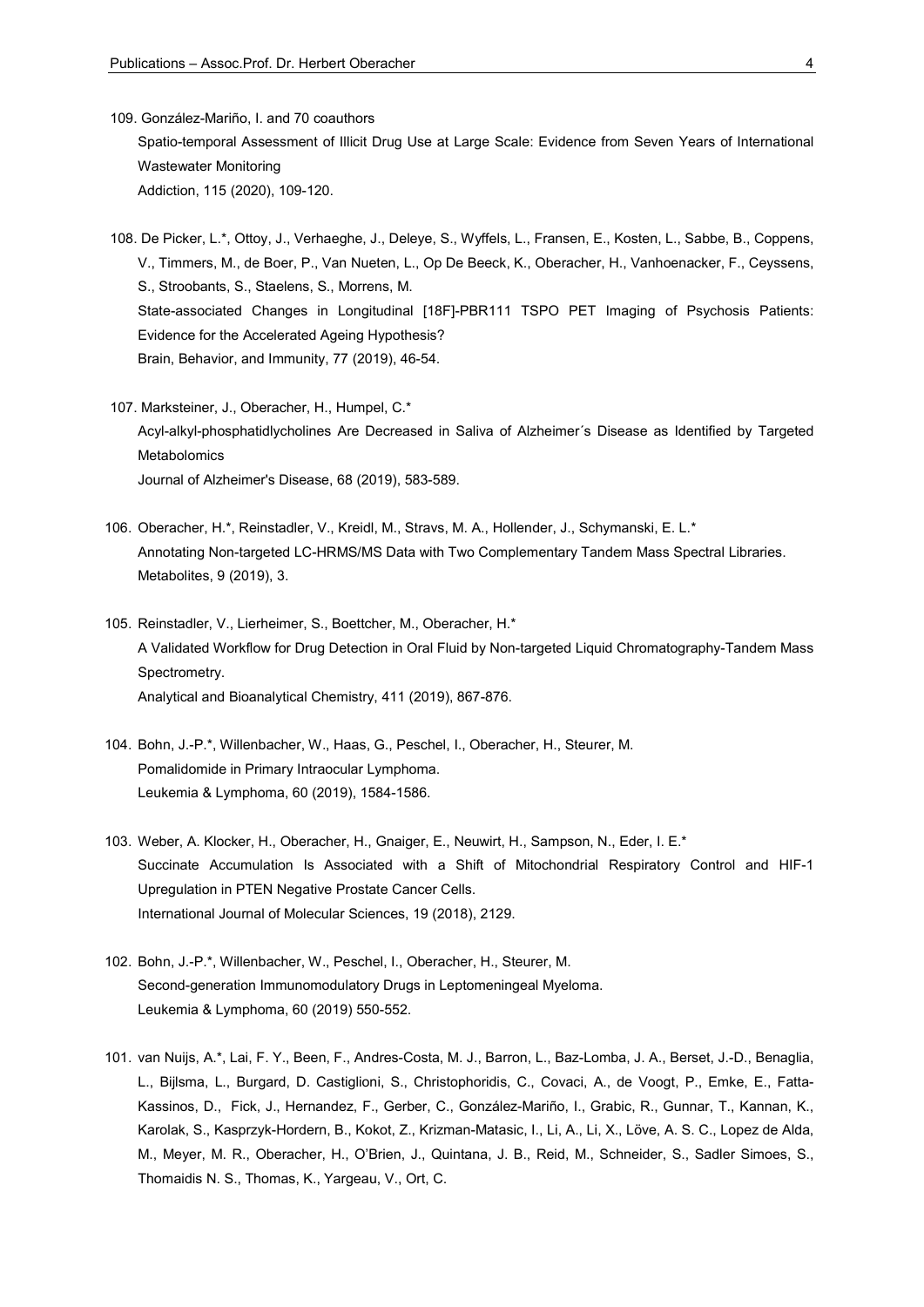109. González-Mariño, I. and 70 coauthors
Spatio-temporal Assessment of Illicit Drug Use at Large Scale: Evidence from Seven Years of International Wastewater Monitoring
Addiction, 115 (2020), 109-120.

108. De Picker, L.*, Ottoy, J., Verhaeghe, J., Deleye, S., Wyffels, L., Fransen, E., Kosten, L., Sabbe, B., Coppens, V., Timmers, M., de Boer, P., Van Nueten, L., Op De Beeck, K., Oberacher, H., Vanhoenacker, F., Ceyssens, S., Stroobants, S., Staelens, S., Morrens, M.
State-associated Changes in Longitudinal [18F]-PBR111 TSPO PET Imaging of Psychosis Patients: Evidence for the Accelerated Ageing Hypothesis?
Brain, Behavior, and Immunity, 77 (2019), 46-54.

107. Marksteiner, J., Oberacher, H., Humpel, C.*
Acyl-alkyl-phosphatidlycholines Are Decreased in Saliva of Alzheimer´s Disease as Identified by Targeted Metabolomics
Journal of Alzheimer's Disease, 68 (2019), 583-589.

106. Oberacher, H.*, Reinstadler, V., Kreidl, M., Stravs, M. A., Hollender, J., Schymanski, E. L.*
Annotating Non-targeted LC-HRMS/MS Data with Two Complementary Tandem Mass Spectral Libraries.
Metabolites, 9 (2019), 3.

105. Reinstadler, V., Lierheimer, S., Boettcher, M., Oberacher, H.*
A Validated Workflow for Drug Detection in Oral Fluid by Non-targeted Liquid Chromatography-Tandem Mass Spectrometry.
Analytical and Bioanalytical Chemistry, 411 (2019), 867-876.

104. Bohn, J.-P.*, Willenbacher, W., Haas, G., Peschel, I., Oberacher, H., Steurer, M.
Pomalidomide in Primary Intraocular Lymphoma.
Leukemia & Lymphoma, 60 (2019), 1584-1586.

103. Weber, A. Klocker, H., Oberacher, H., Gnaiger, E., Neuwirt, H., Sampson, N., Eder, I. E.*
Succinate Accumulation Is Associated with a Shift of Mitochondrial Respiratory Control and HIF-1 Upregulation in PTEN Negative Prostate Cancer Cells.
International Journal of Molecular Sciences, 19 (2018), 2129.

102. Bohn, J.-P.*, Willenbacher, W., Peschel, I., Oberacher, H., Steurer, M.
Second-generation Immunomodulatory Drugs in Leptomeningeal Myeloma.
Leukemia & Lymphoma, 60 (2019) 550-552.

101. van Nuijs, A.*, Lai, F. Y., Been, F., Andres-Costa, M. J., Barron, L., Baz-Lomba, J. A., Berset, J.-D., Benaglia, L., Bijlsma, L., Burgard, D. Castiglioni, S., Christophoridis, C., Covaci, A., de Voogt, P., Emke, E., Fatta-Kassinos, D., Fick, J., Hernandez, F., Gerber, C., González-Mariño, I., Grabic, R., Gunnar, T., Kannan, K., Karolak, S., Kasprzyk-Hordern, B., Kokot, Z., Krizman-Matasic, I., Li, A., Li, X., Löve, A. S. C., Lopez de Alda, M., Meyer, M. R., Oberacher, H., O'Brien, J., Quintana, J. B., Reid, M., Schneider, S., Sadler Simoes, S., Thomaidis N. S., Thomas, K., Yargeau, V., Ort, C.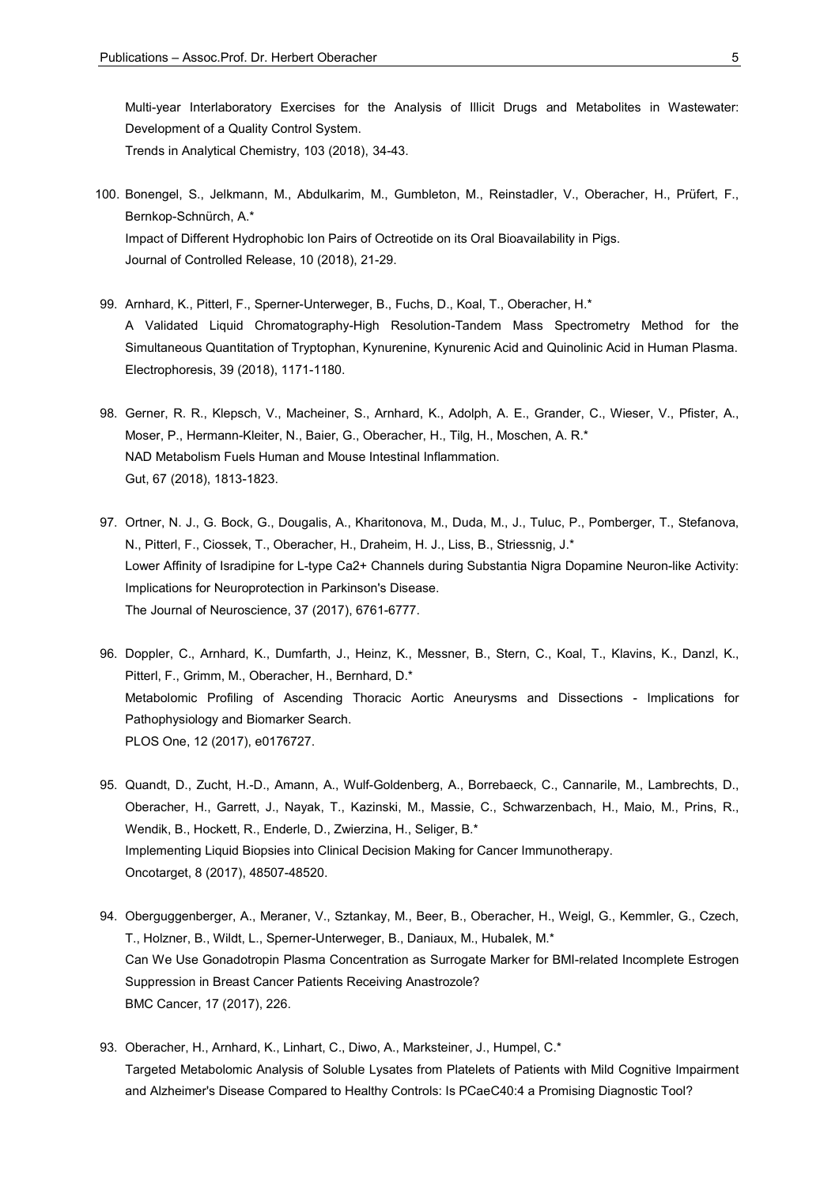Multi-year Interlaboratory Exercises for the Analysis of Illicit Drugs and Metabolites in Wastewater: Development of a Quality Control System.
Trends in Analytical Chemistry, 103 (2018), 34-43.

100. Bonengel, S., Jelkmann, M., Abdulkarim, M., Gumbleton, M., Reinstadler, V., Oberacher, H., Prüfert, F., Bernkop-Schnürch, A.*
Impact of Different Hydrophobic Ion Pairs of Octreotide on its Oral Bioavailability in Pigs.
Journal of Controlled Release, 10 (2018), 21-29.

99. Arnhard, K., Pitterl, F., Sperner-Unterweger, B., Fuchs, D., Koal, T., Oberacher, H.*
A Validated Liquid Chromatography-High Resolution-Tandem Mass Spectrometry Method for the Simultaneous Quantitation of Tryptophan, Kynurenine, Kynurenic Acid and Quinolinic Acid in Human Plasma.
Electrophoresis, 39 (2018), 1171-1180.

98. Gerner, R. R., Klepsch, V., Macheiner, S., Arnhard, K., Adolph, A. E., Grander, C., Wieser, V., Pfister, A., Moser, P., Hermann-Kleiter, N., Baier, G., Oberacher, H., Tilg, H., Moschen, A. R.*
NAD Metabolism Fuels Human and Mouse Intestinal Inflammation.
Gut, 67 (2018), 1813-1823.

97. Ortner, N. J., G. Bock, G., Dougalis, A., Kharitonova, M., Duda, M., J., Tuluc, P., Pomberger, T., Stefanova, N., Pitterl, F., Ciossek, T., Oberacher, H., Draheim, H. J., Liss, B., Striessnig, J.*
Lower Affinity of Isradipine for L-type Ca2+ Channels during Substantia Nigra Dopamine Neuron-like Activity: Implications for Neuroprotection in Parkinson's Disease.
The Journal of Neuroscience, 37 (2017), 6761-6777.

96. Doppler, C., Arnhard, K., Dumfarth, J., Heinz, K., Messner, B., Stern, C., Koal, T., Klavins, K., Danzl, K., Pitterl, F., Grimm, M., Oberacher, H., Bernhard, D.*
Metabolomic Profiling of Ascending Thoracic Aortic Aneurysms and Dissections - Implications for Pathophysiology and Biomarker Search.
PLOS One, 12 (2017), e0176727.

95. Quandt, D., Zucht, H.-D., Amann, A., Wulf-Goldenberg, A., Borrebaeck, C., Cannarile, M., Lambrechts, D., Oberacher, H., Garrett, J., Nayak, T., Kazinski, M., Massie, C., Schwarzenbach, H., Maio, M., Prins, R., Wendik, B., Hockett, R., Enderle, D., Zwierzina, H., Seliger, B.*
Implementing Liquid Biopsies into Clinical Decision Making for Cancer Immunotherapy.
Oncotarget, 8 (2017), 48507-48520.

94. Oberguggenberger, A., Meraner, V., Sztankay, M., Beer, B., Oberacher, H., Weigl, G., Kemmler, G., Czech, T., Holzner, B., Wildt, L., Sperner-Unterweger, B., Daniaux, M., Hubalek, M.*
Can We Use Gonadotropin Plasma Concentration as Surrogate Marker for BMI-related Incomplete Estrogen Suppression in Breast Cancer Patients Receiving Anastrozole?
BMC Cancer, 17 (2017), 226.

93. Oberacher, H., Arnhard, K., Linhart, C., Diwo, A., Marksteiner, J., Humpel, C.*
Targeted Metabolomic Analysis of Soluble Lysates from Platelets of Patients with Mild Cognitive Impairment and Alzheimer's Disease Compared to Healthy Controls: Is PCaeC40:4 a Promising Diagnostic Tool?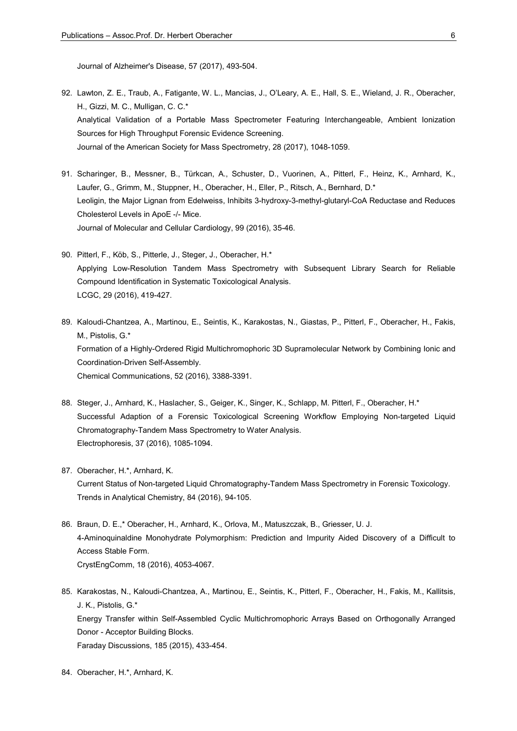Journal of Alzheimer's Disease, 57 (2017), 493-504.

92. Lawton, Z. E., Traub, A., Fatigante, W. L., Mancias, J., O'Leary, A. E., Hall, S. E., Wieland, J. R., Oberacher, H., Gizzi, M. C., Mulligan, C. C.*
    Analytical Validation of a Portable Mass Spectrometer Featuring Interchangeable, Ambient Ionization Sources for High Throughput Forensic Evidence Screening.
    Journal of the American Society for Mass Spectrometry, 28 (2017), 1048-1059.

91. Scharinger, B., Messner, B., Türkcan, A., Schuster, D., Vuorinen, A., Pitterl, F., Heinz, K., Arnhard, K., Laufer, G., Grimm, M., Stuppner, H., Oberacher, H., Eller, P., Ritsch, A., Bernhard, D.*
    Leoligin, the Major Lignan from Edelweiss, Inhibits 3-hydroxy-3-methyl-glutaryl-CoA Reductase and Reduces Cholesterol Levels in ApoE -/- Mice.
    Journal of Molecular and Cellular Cardiology, 99 (2016), 35-46.

90. Pitterl, F., Köb, S., Pitterle, J., Steger, J., Oberacher, H.*
    Applying Low-Resolution Tandem Mass Spectrometry with Subsequent Library Search for Reliable Compound Identification in Systematic Toxicological Analysis.
    LCGC, 29 (2016), 419-427.

89. Kaloudi-Chantzea, A., Martinou, E., Seintis, K., Karakostas, N., Giastas, P., Pitterl, F., Oberacher, H., Fakis, M., Pistolis, G.*
    Formation of a Highly-Ordered Rigid Multichromophoric 3D Supramolecular Network by Combining Ionic and Coordination-Driven Self-Assembly.
    Chemical Communications, 52 (2016), 3388-3391.

88. Steger, J., Arnhard, K., Haslacher, S., Geiger, K., Singer, K., Schlapp, M. Pitterl, F., Oberacher, H.*
    Successful Adaption of a Forensic Toxicological Screening Workflow Employing Non-targeted Liquid Chromatography-Tandem Mass Spectrometry to Water Analysis.
    Electrophoresis, 37 (2016), 1085-1094.

87. Oberacher, H.*, Arnhard, K.
    Current Status of Non-targeted Liquid Chromatography-Tandem Mass Spectrometry in Forensic Toxicology.
    Trends in Analytical Chemistry, 84 (2016), 94-105.

86. Braun, D. E.,* Oberacher, H., Arnhard, K., Orlova, M., Matuszczak, B., Griesser, U. J.
    4-Aminoquinaldine Monohydrate Polymorphism: Prediction and Impurity Aided Discovery of a Difficult to Access Stable Form.
    CrystEngComm, 18 (2016), 4053-4067.

85. Karakostas, N., Kaloudi-Chantzea, A., Martinou, E., Seintis, K., Pitterl, F., Oberacher, H., Fakis, M., Kallitsis, J. K., Pistolis, G.*
    Energy Transfer within Self-Assembled Cyclic Multichromophoric Arrays Based on Orthogonally Arranged Donor - Acceptor Building Blocks.
    Faraday Discussions, 185 (2015), 433-454.

84. Oberacher, H.*, Arnhard, K.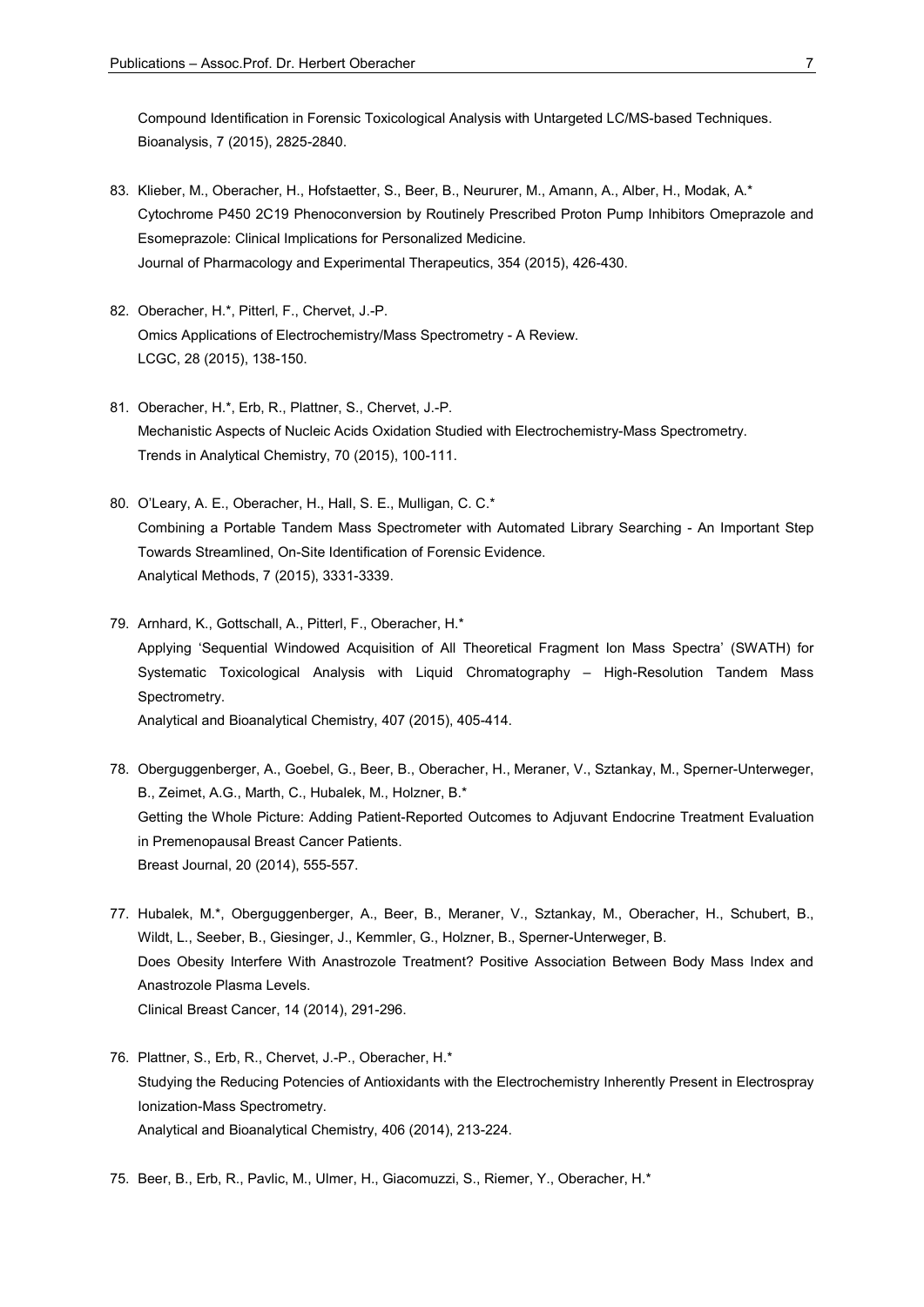Compound Identification in Forensic Toxicological Analysis with Untargeted LC/MS-based Techniques.
Bioanalysis, 7 (2015), 2825-2840.

83. Klieber, M., Oberacher, H., Hofstaetter, S., Beer, B., Neururer, M., Amann, A., Alber, H., Modak, A.*
Cytochrome P450 2C19 Phenoconversion by Routinely Prescribed Proton Pump Inhibitors Omeprazole and Esomeprazole: Clinical Implications for Personalized Medicine.
Journal of Pharmacology and Experimental Therapeutics, 354 (2015), 426-430.

82. Oberacher, H.*, Pitterl, F., Chervet, J.-P.
Omics Applications of Electrochemistry/Mass Spectrometry - A Review.
LCGC, 28 (2015), 138-150.

81. Oberacher, H.*, Erb, R., Plattner, S., Chervet, J.-P.
Mechanistic Aspects of Nucleic Acids Oxidation Studied with Electrochemistry-Mass Spectrometry.
Trends in Analytical Chemistry, 70 (2015), 100-111.

80. O'Leary, A. E., Oberacher, H., Hall, S. E., Mulligan, C. C.*
Combining a Portable Tandem Mass Spectrometer with Automated Library Searching - An Important Step Towards Streamlined, On-Site Identification of Forensic Evidence.
Analytical Methods, 7 (2015), 3331-3339.

79. Arnhard, K., Gottschall, A., Pitterl, F., Oberacher, H.*
Applying 'Sequential Windowed Acquisition of All Theoretical Fragment Ion Mass Spectra' (SWATH) for Systematic Toxicological Analysis with Liquid Chromatography – High-Resolution Tandem Mass Spectrometry.
Analytical and Bioanalytical Chemistry, 407 (2015), 405-414.

78. Oberguggenberger, A., Goebel, G., Beer, B., Oberacher, H., Meraner, V., Sztankay, M., Sperner-Unterweger, B., Zeimet, A.G., Marth, C., Hubalek, M., Holzner, B.*
Getting the Whole Picture: Adding Patient-Reported Outcomes to Adjuvant Endocrine Treatment Evaluation in Premenopausal Breast Cancer Patients.
Breast Journal, 20 (2014), 555-557.

77. Hubalek, M.*, Oberguggenberger, A., Beer, B., Meraner, V., Sztankay, M., Oberacher, H., Schubert, B., Wildt, L., Seeber, B., Giesinger, J., Kemmler, G., Holzner, B., Sperner-Unterweger, B.
Does Obesity Interfere With Anastrozole Treatment? Positive Association Between Body Mass Index and Anastrozole Plasma Levels.
Clinical Breast Cancer, 14 (2014), 291-296.

76. Plattner, S., Erb, R., Chervet, J.-P., Oberacher, H.*
Studying the Reducing Potencies of Antioxidants with the Electrochemistry Inherently Present in Electrospray Ionization-Mass Spectrometry.
Analytical and Bioanalytical Chemistry, 406 (2014), 213-224.

75. Beer, B., Erb, R., Pavlic, M., Ulmer, H., Giacomuzzi, S., Riemer, Y., Oberacher, H.*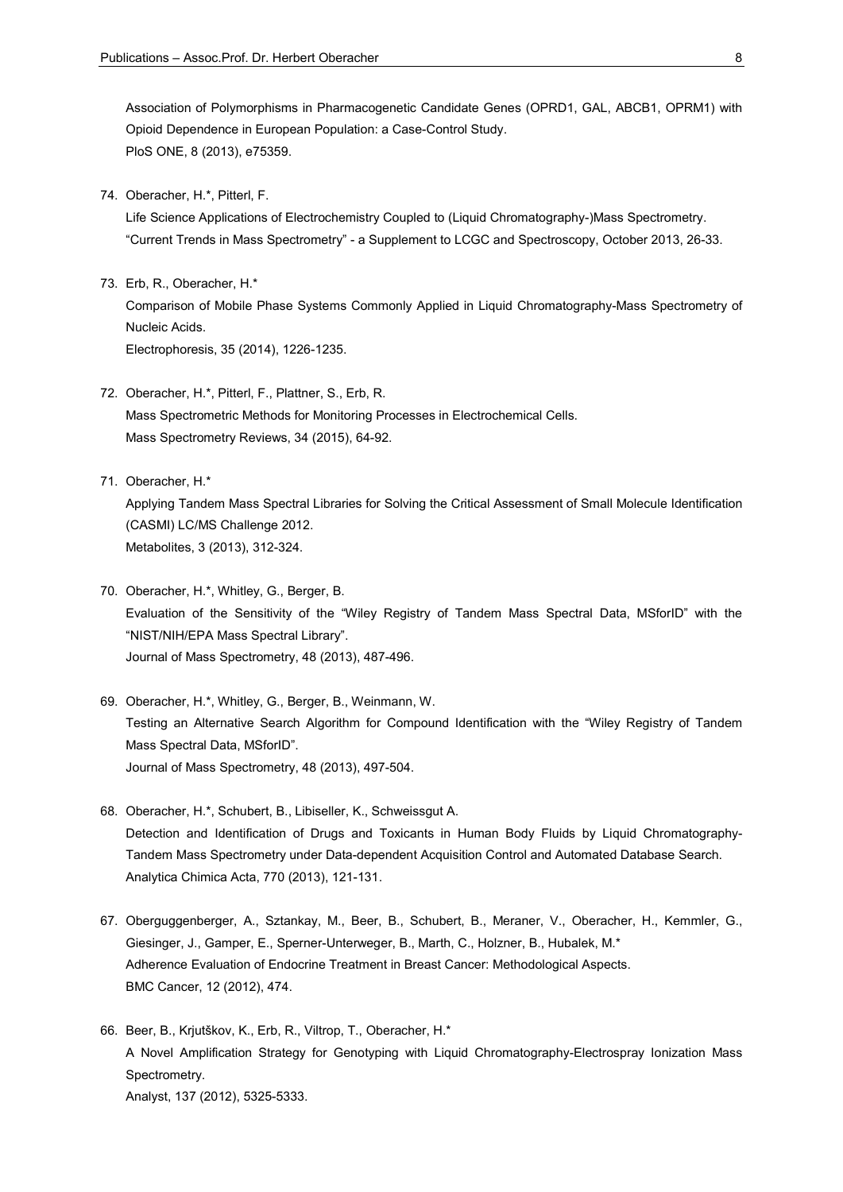Association of Polymorphisms in Pharmacogenetic Candidate Genes (OPRD1, GAL, ABCB1, OPRM1) with Opioid Dependence in European Population: a Case-Control Study.
PloS ONE, 8 (2013), e75359.

74. Oberacher, H.*, Pitterl, F.
Life Science Applications of Electrochemistry Coupled to (Liquid Chromatography-)Mass Spectrometry.
"Current Trends in Mass Spectrometry" - a Supplement to LCGC and Spectroscopy, October 2013, 26-33.

73. Erb, R., Oberacher, H.*
Comparison of Mobile Phase Systems Commonly Applied in Liquid Chromatography-Mass Spectrometry of Nucleic Acids.
Electrophoresis, 35 (2014), 1226-1235.

72. Oberacher, H.*, Pitterl, F., Plattner, S., Erb, R.
Mass Spectrometric Methods for Monitoring Processes in Electrochemical Cells.
Mass Spectrometry Reviews, 34 (2015), 64-92.

71. Oberacher, H.*
Applying Tandem Mass Spectral Libraries for Solving the Critical Assessment of Small Molecule Identification (CASMI) LC/MS Challenge 2012.
Metabolites, 3 (2013), 312-324.

70. Oberacher, H.*, Whitley, G., Berger, B.
Evaluation of the Sensitivity of the "Wiley Registry of Tandem Mass Spectral Data, MSforID" with the "NIST/NIH/EPA Mass Spectral Library".
Journal of Mass Spectrometry, 48 (2013), 487-496.

69. Oberacher, H.*, Whitley, G., Berger, B., Weinmann, W.
Testing an Alternative Search Algorithm for Compound Identification with the "Wiley Registry of Tandem Mass Spectral Data, MSforID".
Journal of Mass Spectrometry, 48 (2013), 497-504.

68. Oberacher, H.*, Schubert, B., Libiseller, K., Schweissgut A.
Detection and Identification of Drugs and Toxicants in Human Body Fluids by Liquid Chromatography-Tandem Mass Spectrometry under Data-dependent Acquisition Control and Automated Database Search.
Analytica Chimica Acta, 770 (2013), 121-131.

67. Oberguggenberger, A., Sztankay, M., Beer, B., Schubert, B., Meraner, V., Oberacher, H., Kemmler, G., Giesinger, J., Gamper, E., Sperner-Unterweger, B., Marth, C., Holzner, B., Hubalek, M.*
Adherence Evaluation of Endocrine Treatment in Breast Cancer: Methodological Aspects.
BMC Cancer, 12 (2012), 474.

66. Beer, B., Krjutškov, K., Erb, R., Viltrop, T., Oberacher, H.*
A Novel Amplification Strategy for Genotyping with Liquid Chromatography-Electrospray Ionization Mass Spectrometry.
Analyst, 137 (2012), 5325-5333.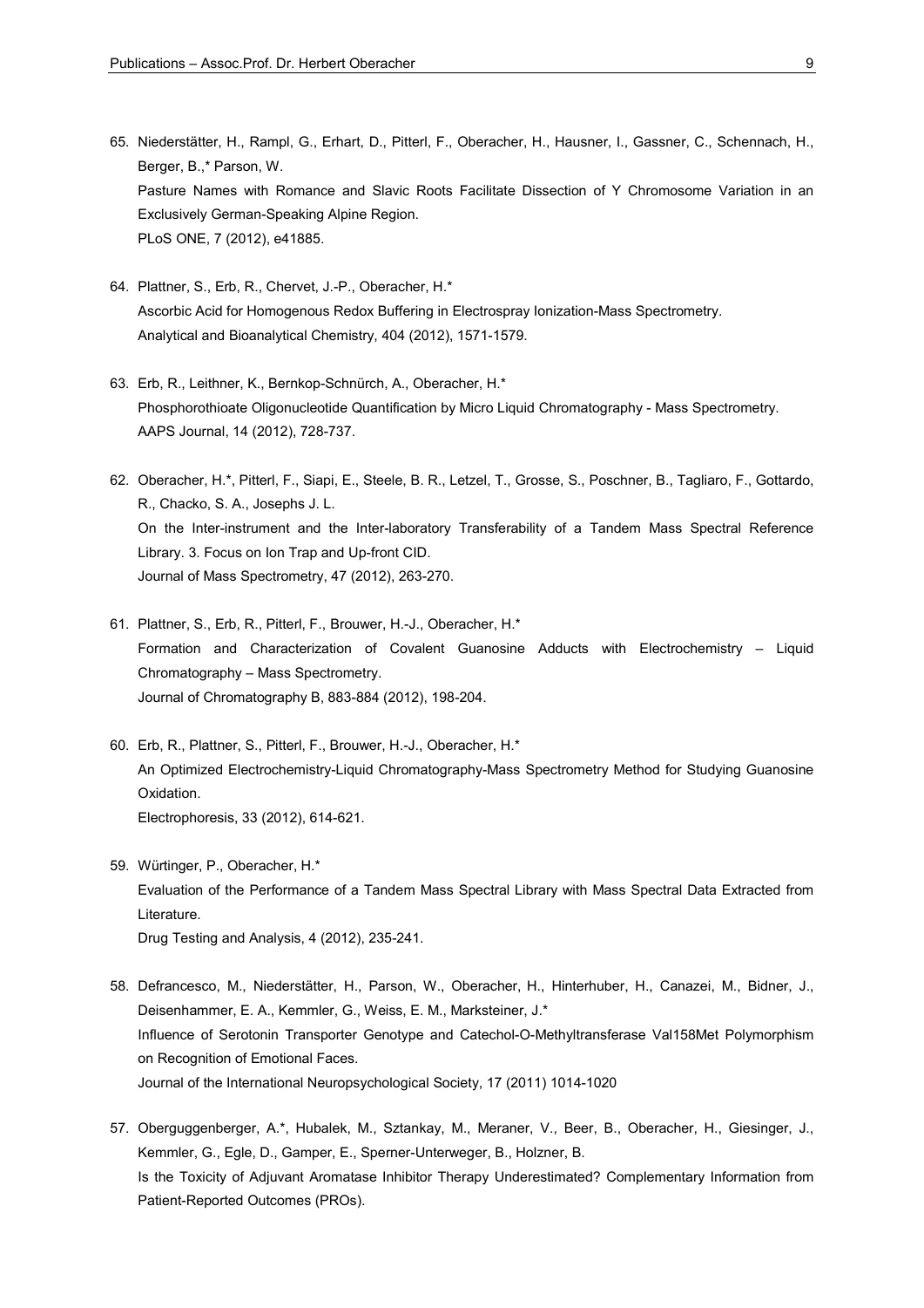65. Niederstätter, H., Rampl, G., Erhart, D., Pitterl, F., Oberacher, H., Hausner, I., Gassner, C., Schennach, H., Berger, B.,* Parson, W.
    Pasture Names with Romance and Slavic Roots Facilitate Dissection of Y Chromosome Variation in an Exclusively German-Speaking Alpine Region.
    PLoS ONE, 7 (2012), e41885.

64. Plattner, S., Erb, R., Chervet, J.-P., Oberacher, H.*
    Ascorbic Acid for Homogenous Redox Buffering in Electrospray Ionization-Mass Spectrometry.
    Analytical and Bioanalytical Chemistry, 404 (2012), 1571-1579.

63. Erb, R., Leithner, K., Bernkop-Schnürch, A., Oberacher, H.*
    Phosphorothioate Oligonucleotide Quantification by Micro Liquid Chromatography - Mass Spectrometry.
    AAPS Journal, 14 (2012), 728-737.

62. Oberacher, H.*, Pitterl, F., Siapi, E., Steele, B. R., Letzel, T., Grosse, S., Poschner, B., Tagliaro, F., Gottardo, R., Chacko, S. A., Josephs J. L.
    On the Inter-instrument and the Inter-laboratory Transferability of a Tandem Mass Spectral Reference Library. 3. Focus on Ion Trap and Up-front CID.
    Journal of Mass Spectrometry, 47 (2012), 263-270.

61. Plattner, S., Erb, R., Pitterl, F., Brouwer, H.-J., Oberacher, H.*
    Formation and Characterization of Covalent Guanosine Adducts with Electrochemistry – Liquid Chromatography – Mass Spectrometry.
    Journal of Chromatography B, 883-884 (2012), 198-204.

60. Erb, R., Plattner, S., Pitterl, F., Brouwer, H.-J., Oberacher, H.*
    An Optimized Electrochemistry-Liquid Chromatography-Mass Spectrometry Method for Studying Guanosine Oxidation.
    Electrophoresis, 33 (2012), 614-621.

59. Würtinger, P., Oberacher, H.*
    Evaluation of the Performance of a Tandem Mass Spectral Library with Mass Spectral Data Extracted from Literature.
    Drug Testing and Analysis, 4 (2012), 235-241.

58. Defrancesco, M., Niederstätter, H., Parson, W., Oberacher, H., Hinterhuber, H., Canazei, M., Bidner, J., Deisenhammer, E. A., Kemmler, G., Weiss, E. M., Marksteiner, J.*
    Influence of Serotonin Transporter Genotype and Catechol-O-Methyltransferase Val158Met Polymorphism on Recognition of Emotional Faces.
    Journal of the International Neuropsychological Society, 17 (2011) 1014-1020

57. Oberguggenberger, A.*, Hubalek, M., Sztankay, M., Meraner, V., Beer, B., Oberacher, H., Giesinger, J., Kemmler, G., Egle, D., Gamper, E., Sperner-Unterweger, B., Holzner, B.
    Is the Toxicity of Adjuvant Aromatase Inhibitor Therapy Underestimated? Complementary Information from Patient-Reported Outcomes (PROs).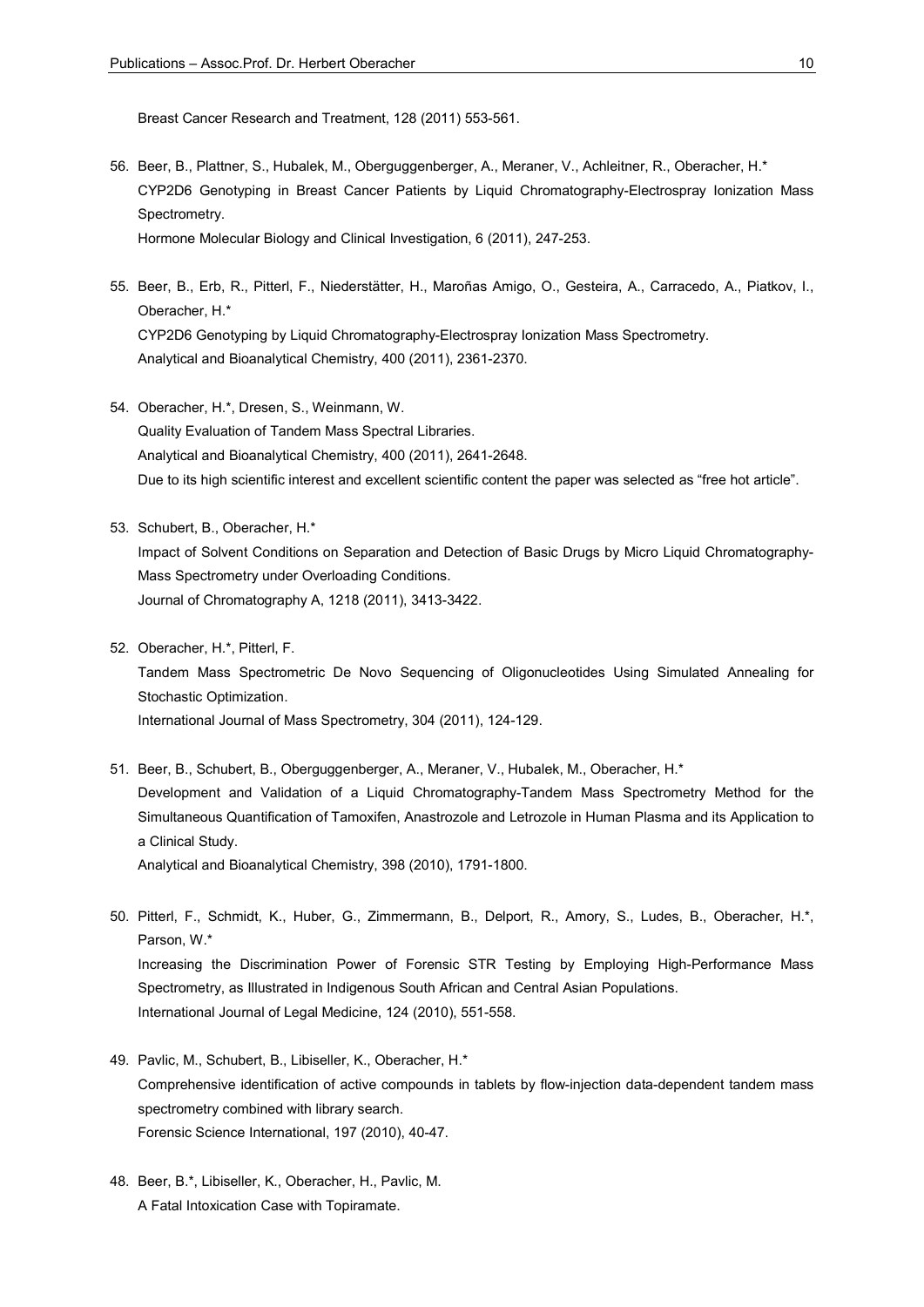Breast Cancer Research and Treatment, 128 (2011) 553-561.

56. Beer, B., Plattner, S., Hubalek, M., Oberguggenberger, A., Meraner, V., Achleitner, R., Oberacher, H.*
    CYP2D6 Genotyping in Breast Cancer Patients by Liquid Chromatography-Electrospray Ionization Mass Spectrometry.
    Hormone Molecular Biology and Clinical Investigation, 6 (2011), 247-253.

55. Beer, B., Erb, R., Pitterl, F., Niederstätter, H., Maroñas Amigo, O., Gesteira, A., Carracedo, A., Piatkov, I., Oberacher, H.*
    CYP2D6 Genotyping by Liquid Chromatography-Electrospray Ionization Mass Spectrometry.
    Analytical and Bioanalytical Chemistry, 400 (2011), 2361-2370.

54. Oberacher, H.*, Dresen, S., Weinmann, W.
    Quality Evaluation of Tandem Mass Spectral Libraries.
    Analytical and Bioanalytical Chemistry, 400 (2011), 2641-2648.
    Due to its high scientific interest and excellent scientific content the paper was selected as "free hot article".

53. Schubert, B., Oberacher, H.*
    Impact of Solvent Conditions on Separation and Detection of Basic Drugs by Micro Liquid Chromatography-Mass Spectrometry under Overloading Conditions.
    Journal of Chromatography A, 1218 (2011), 3413-3422.

52. Oberacher, H.*, Pitterl, F.
    Tandem Mass Spectrometric De Novo Sequencing of Oligonucleotides Using Simulated Annealing for Stochastic Optimization.
    International Journal of Mass Spectrometry, 304 (2011), 124-129.

51. Beer, B., Schubert, B., Oberguggenberger, A., Meraner, V., Hubalek, M., Oberacher, H.*
    Development and Validation of a Liquid Chromatography-Tandem Mass Spectrometry Method for the Simultaneous Quantification of Tamoxifen, Anastrozole and Letrozole in Human Plasma and its Application to a Clinical Study.
    Analytical and Bioanalytical Chemistry, 398 (2010), 1791-1800.

50. Pitterl, F., Schmidt, K., Huber, G., Zimmermann, B., Delport, R., Amory, S., Ludes, B., Oberacher, H.*, Parson, W.*
    Increasing the Discrimination Power of Forensic STR Testing by Employing High-Performance Mass Spectrometry, as Illustrated in Indigenous South African and Central Asian Populations.
    International Journal of Legal Medicine, 124 (2010), 551-558.

49. Pavlic, M., Schubert, B., Libiseller, K., Oberacher, H.*
    Comprehensive identification of active compounds in tablets by flow-injection data-dependent tandem mass spectrometry combined with library search.
    Forensic Science International, 197 (2010), 40-47.

48. Beer, B.*, Libiseller, K., Oberacher, H., Pavlic, M.
    A Fatal Intoxication Case with Topiramate.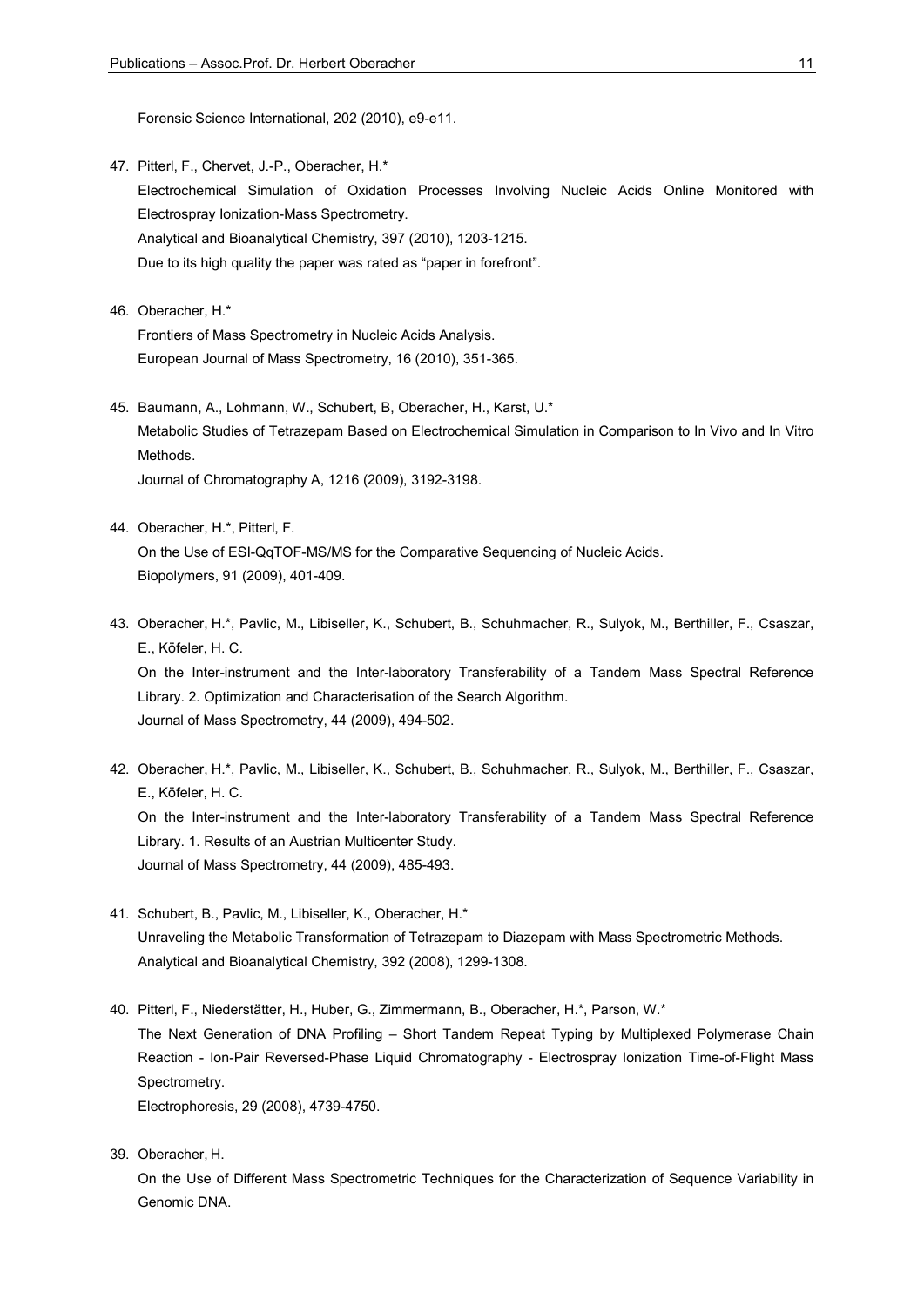Forensic Science International, 202 (2010), e9-e11.

47. Pitterl, F., Chervet, J.-P., Oberacher, H.*
    Electrochemical Simulation of Oxidation Processes Involving Nucleic Acids Online Monitored with Electrospray Ionization-Mass Spectrometry.
    Analytical and Bioanalytical Chemistry, 397 (2010), 1203-1215.
    Due to its high quality the paper was rated as "paper in forefront".

46. Oberacher, H.*
    Frontiers of Mass Spectrometry in Nucleic Acids Analysis.
    European Journal of Mass Spectrometry, 16 (2010), 351-365.

45. Baumann, A., Lohmann, W., Schubert, B, Oberacher, H., Karst, U.*
    Metabolic Studies of Tetrazepam Based on Electrochemical Simulation in Comparison to In Vivo and In Vitro Methods.
    Journal of Chromatography A, 1216 (2009), 3192-3198.

44. Oberacher, H.*, Pitterl, F.
    On the Use of ESI-QqTOF-MS/MS for the Comparative Sequencing of Nucleic Acids.
    Biopolymers, 91 (2009), 401-409.

43. Oberacher, H.*, Pavlic, M., Libiseller, K., Schubert, B., Schuhmacher, R., Sulyok, M., Berthiller, F., Csaszar, E., Köfeler, H. C.
    On the Inter-instrument and the Inter-laboratory Transferability of a Tandem Mass Spectral Reference Library. 2. Optimization and Characterisation of the Search Algorithm.
    Journal of Mass Spectrometry, 44 (2009), 494-502.

42. Oberacher, H.*, Pavlic, M., Libiseller, K., Schubert, B., Schuhmacher, R., Sulyok, M., Berthiller, F., Csaszar, E., Köfeler, H. C.
    On the Inter-instrument and the Inter-laboratory Transferability of a Tandem Mass Spectral Reference Library. 1. Results of an Austrian Multicenter Study.
    Journal of Mass Spectrometry, 44 (2009), 485-493.

41. Schubert, B., Pavlic, M., Libiseller, K., Oberacher, H.*
    Unraveling the Metabolic Transformation of Tetrazepam to Diazepam with Mass Spectrometric Methods.
    Analytical and Bioanalytical Chemistry, 392 (2008), 1299-1308.

40. Pitterl, F., Niederstätter, H., Huber, G., Zimmermann, B., Oberacher, H.*, Parson, W.*
    The Next Generation of DNA Profiling – Short Tandem Repeat Typing by Multiplexed Polymerase Chain Reaction - Ion-Pair Reversed-Phase Liquid Chromatography - Electrospray Ionization Time-of-Flight Mass Spectrometry.
    Electrophoresis, 29 (2008), 4739-4750.

39. Oberacher, H.
    On the Use of Different Mass Spectrometric Techniques for the Characterization of Sequence Variability in Genomic DNA.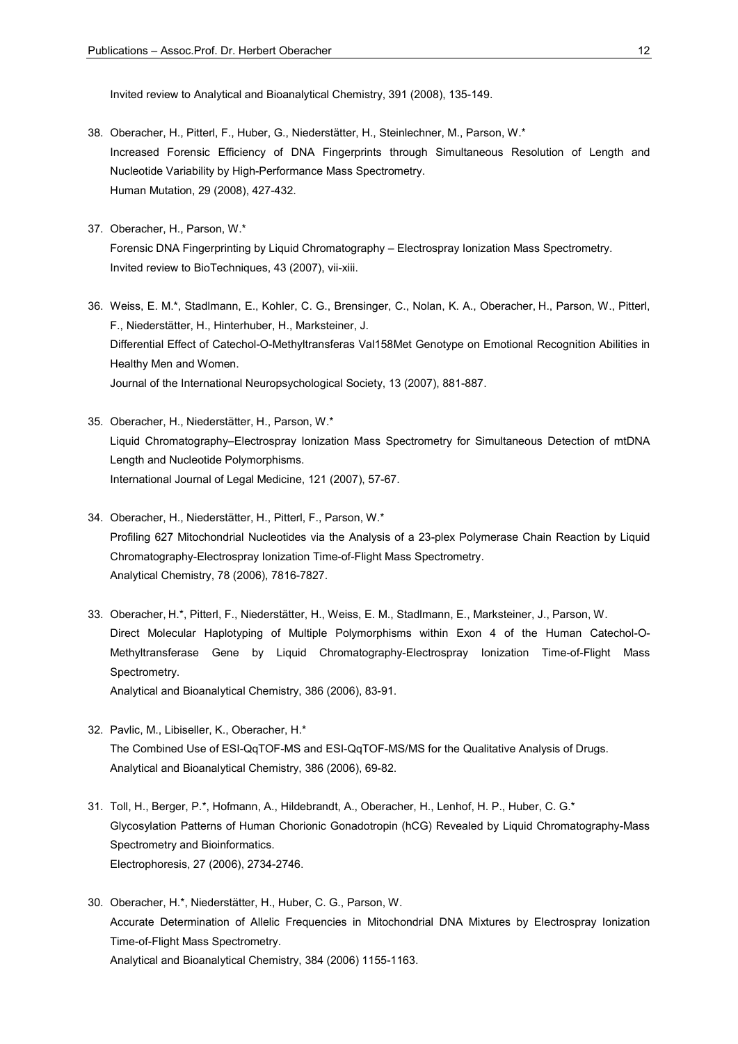Invited review to Analytical and Bioanalytical Chemistry, 391 (2008), 135-149.

38. Oberacher, H., Pitterl, F., Huber, G., Niederstätter, H., Steinlechner, M., Parson, W.*
    Increased Forensic Efficiency of DNA Fingerprints through Simultaneous Resolution of Length and Nucleotide Variability by High-Performance Mass Spectrometry.
    Human Mutation, 29 (2008), 427-432.

37. Oberacher, H., Parson, W.*
    Forensic DNA Fingerprinting by Liquid Chromatography – Electrospray Ionization Mass Spectrometry.
    Invited review to BioTechniques, 43 (2007), vii-xiii.

36. Weiss, E. M.*, Stadlmann, E., Kohler, C. G., Brensinger, C., Nolan, K. A., Oberacher, H., Parson, W., Pitterl, F., Niederstätter, H., Hinterhuber, H., Marksteiner, J.
    Differential Effect of Catechol-O-Methyltransferas Val158Met Genotype on Emotional Recognition Abilities in Healthy Men and Women.
    Journal of the International Neuropsychological Society, 13 (2007), 881-887.

35. Oberacher, H., Niederstätter, H., Parson, W.*
    Liquid Chromatography–Electrospray Ionization Mass Spectrometry for Simultaneous Detection of mtDNA Length and Nucleotide Polymorphisms.
    International Journal of Legal Medicine, 121 (2007), 57-67.

34. Oberacher, H., Niederstätter, H., Pitterl, F., Parson, W.*
    Profiling 627 Mitochondrial Nucleotides via the Analysis of a 23-plex Polymerase Chain Reaction by Liquid Chromatography-Electrospray Ionization Time-of-Flight Mass Spectrometry.
    Analytical Chemistry, 78 (2006), 7816-7827.

33. Oberacher, H.*, Pitterl, F., Niederstätter, H., Weiss, E. M., Stadlmann, E., Marksteiner, J., Parson, W.
    Direct Molecular Haplotyping of Multiple Polymorphisms within Exon 4 of the Human Catechol-O-Methyltransferase Gene by Liquid Chromatography-Electrospray Ionization Time-of-Flight Mass Spectrometry.
    Analytical and Bioanalytical Chemistry, 386 (2006), 83-91.

32. Pavlic, M., Libiseller, K., Oberacher, H.*
    The Combined Use of ESI-QqTOF-MS and ESI-QqTOF-MS/MS for the Qualitative Analysis of Drugs.
    Analytical and Bioanalytical Chemistry, 386 (2006), 69-82.

31. Toll, H., Berger, P.*, Hofmann, A., Hildebrandt, A., Oberacher, H., Lenhof, H. P., Huber, C. G.*
    Glycosylation Patterns of Human Chorionic Gonadotropin (hCG) Revealed by Liquid Chromatography-Mass Spectrometry and Bioinformatics.
    Electrophoresis, 27 (2006), 2734-2746.

30. Oberacher, H.*, Niederstätter, H., Huber, C. G., Parson, W.
    Accurate Determination of Allelic Frequencies in Mitochondrial DNA Mixtures by Electrospray Ionization Time-of-Flight Mass Spectrometry.
    Analytical and Bioanalytical Chemistry, 384 (2006) 1155-1163.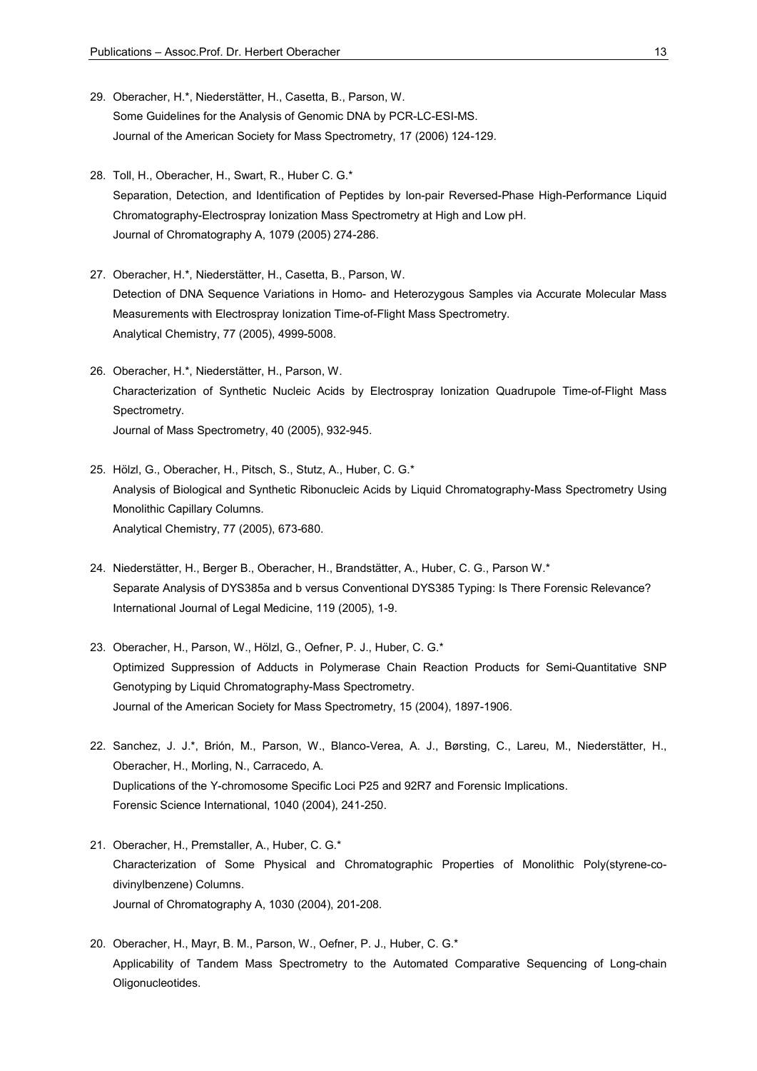29. Oberacher, H.*, Niederstätter, H., Casetta, B., Parson, W.
    Some Guidelines for the Analysis of Genomic DNA by PCR-LC-ESI-MS.
    Journal of the American Society for Mass Spectrometry, 17 (2006) 124-129.

28. Toll, H., Oberacher, H., Swart, R., Huber C. G.*
    Separation, Detection, and Identification of Peptides by Ion-pair Reversed-Phase High-Performance Liquid Chromatography-Electrospray Ionization Mass Spectrometry at High and Low pH.
    Journal of Chromatography A, 1079 (2005) 274-286.

27. Oberacher, H.*, Niederstätter, H., Casetta, B., Parson, W.
    Detection of DNA Sequence Variations in Homo- and Heterozygous Samples via Accurate Molecular Mass Measurements with Electrospray Ionization Time-of-Flight Mass Spectrometry.
    Analytical Chemistry, 77 (2005), 4999-5008.

26. Oberacher, H.*, Niederstätter, H., Parson, W.
    Characterization of Synthetic Nucleic Acids by Electrospray Ionization Quadrupole Time-of-Flight Mass Spectrometry.
    Journal of Mass Spectrometry, 40 (2005), 932-945.

25. Hölzl, G., Oberacher, H., Pitsch, S., Stutz, A., Huber, C. G.*
    Analysis of Biological and Synthetic Ribonucleic Acids by Liquid Chromatography-Mass Spectrometry Using Monolithic Capillary Columns.
    Analytical Chemistry, 77 (2005), 673-680.

24. Niederstätter, H., Berger B., Oberacher, H., Brandstätter, A., Huber, C. G., Parson W.*
    Separate Analysis of DYS385a and b versus Conventional DYS385 Typing: Is There Forensic Relevance?
    International Journal of Legal Medicine, 119 (2005), 1-9.

23. Oberacher, H., Parson, W., Hölzl, G., Oefner, P. J., Huber, C. G.*
    Optimized Suppression of Adducts in Polymerase Chain Reaction Products for Semi-Quantitative SNP Genotyping by Liquid Chromatography-Mass Spectrometry.
    Journal of the American Society for Mass Spectrometry, 15 (2004), 1897-1906.

22. Sanchez, J. J.*, Brión, M., Parson, W., Blanco-Verea, A. J., Børsting, C., Lareu, M., Niederstätter, H., Oberacher, H., Morling, N., Carracedo, A.
    Duplications of the Y-chromosome Specific Loci P25 and 92R7 and Forensic Implications.
    Forensic Science International, 1040 (2004), 241-250.

21. Oberacher, H., Premstaller, A., Huber, C. G.*
    Characterization of Some Physical and Chromatographic Properties of Monolithic Poly(styrene-co-divinylbenzene) Columns.
    Journal of Chromatography A, 1030 (2004), 201-208.

20. Oberacher, H., Mayr, B. M., Parson, W., Oefner, P. J., Huber, C. G.*
    Applicability of Tandem Mass Spectrometry to the Automated Comparative Sequencing of Long-chain Oligonucleotides.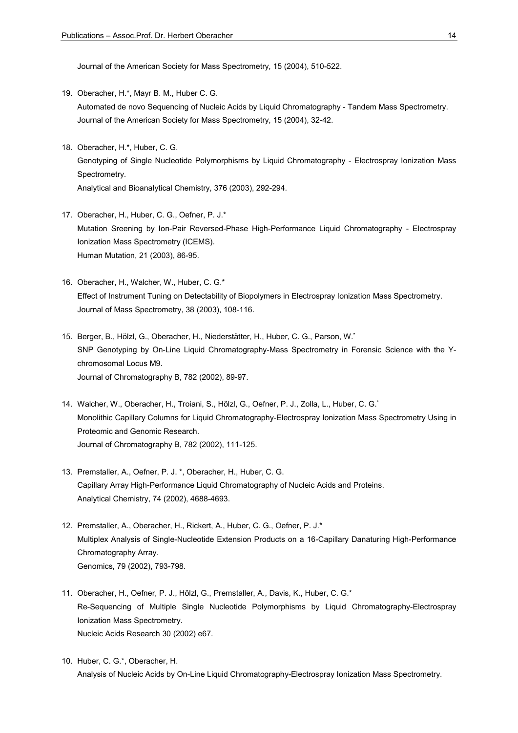Journal of the American Society for Mass Spectrometry, 15 (2004), 510-522.

19. Oberacher, H.*, Mayr B. M., Huber C. G.
    Automated de novo Sequencing of Nucleic Acids by Liquid Chromatography - Tandem Mass Spectrometry.
    Journal of the American Society for Mass Spectrometry, 15 (2004), 32-42.

18. Oberacher, H.*, Huber, C. G.
    Genotyping of Single Nucleotide Polymorphisms by Liquid Chromatography - Electrospray Ionization Mass Spectrometry.
    Analytical and Bioanalytical Chemistry, 376 (2003), 292-294.

17. Oberacher, H., Huber, C. G., Oefner, P. J.*
    Mutation Sreening by Ion-Pair Reversed-Phase High-Performance Liquid Chromatography - Electrospray Ionization Mass Spectrometry (ICEMS).
    Human Mutation, 21 (2003), 86-95.

16. Oberacher, H., Walcher, W., Huber, C. G.*
    Effect of Instrument Tuning on Detectability of Biopolymers in Electrospray Ionization Mass Spectrometry.
    Journal of Mass Spectrometry, 38 (2003), 108-116.

15. Berger, B., Hölzl, G., Oberacher, H., Niederstätter, H., Huber, C. G., Parson, W.*
    SNP Genotyping by On-Line Liquid Chromatography-Mass Spectrometry in Forensic Science with the Y-chromosomal Locus M9.
    Journal of Chromatography B, 782 (2002), 89-97.

14. Walcher, W., Oberacher, H., Troiani, S., Hölzl, G., Oefner, P. J., Zolla, L., Huber, C. G.*
    Monolithic Capillary Columns for Liquid Chromatography-Electrospray Ionization Mass Spectrometry Using in Proteomic and Genomic Research.
    Journal of Chromatography B, 782 (2002), 111-125.

13. Premstaller, A., Oefner, P. J. *, Oberacher, H., Huber, C. G.
    Capillary Array High-Performance Liquid Chromatography of Nucleic Acids and Proteins.
    Analytical Chemistry, 74 (2002), 4688-4693.

12. Premstaller, A., Oberacher, H., Rickert, A., Huber, C. G., Oefner, P. J.*
    Multiplex Analysis of Single-Nucleotide Extension Products on a 16-Capillary Danaturing High-Performance Chromatography Array.
    Genomics, 79 (2002), 793-798.

11. Oberacher, H., Oefner, P. J., Hölzl, G., Premstaller, A., Davis, K., Huber, C. G.*
    Re-Sequencing of Multiple Single Nucleotide Polymorphisms by Liquid Chromatography-Electrospray Ionization Mass Spectrometry.
    Nucleic Acids Research 30 (2002) e67.

10. Huber, C. G.*, Oberacher, H.
    Analysis of Nucleic Acids by On-Line Liquid Chromatography-Electrospray Ionization Mass Spectrometry.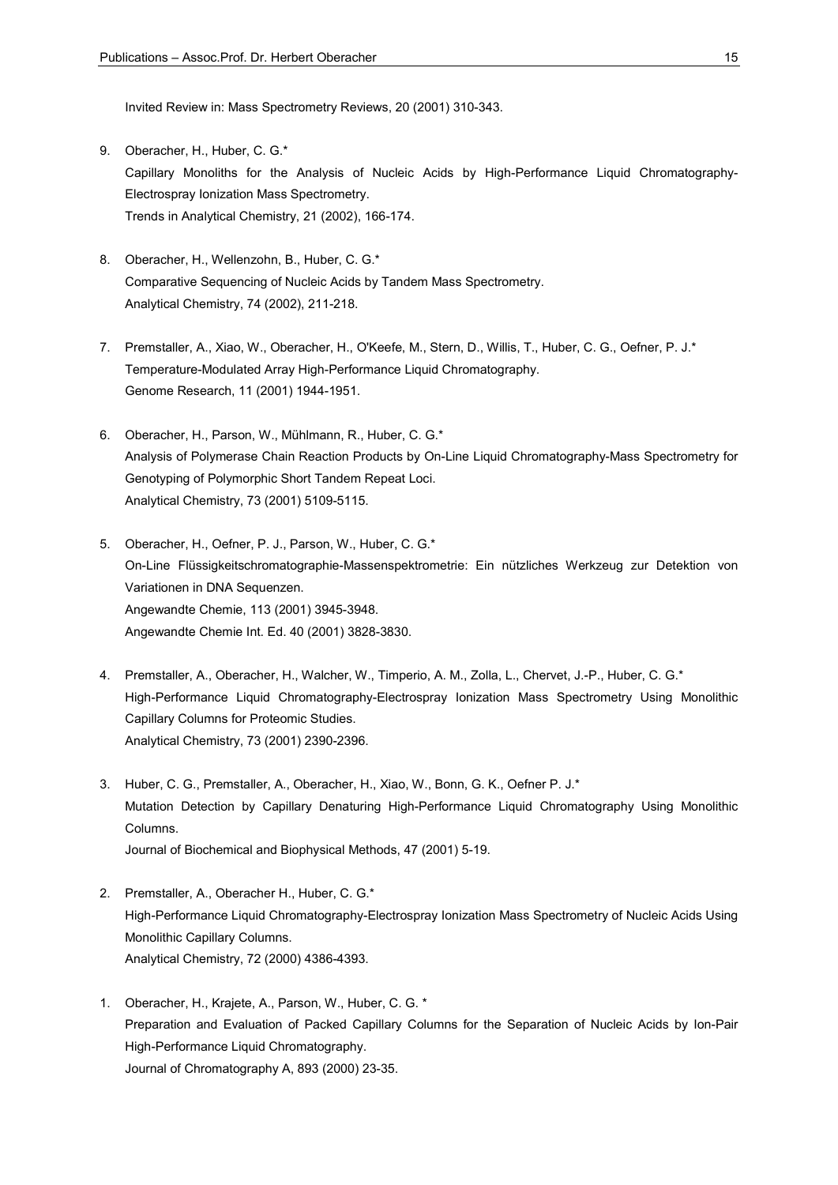Invited Review in: Mass Spectrometry Reviews, 20 (2001) 310-343.

9. Oberacher, H., Huber, C. G.*
   Capillary Monoliths for the Analysis of Nucleic Acids by High-Performance Liquid Chromatography-Electrospray Ionization Mass Spectrometry.
   Trends in Analytical Chemistry, 21 (2002), 166-174.

8. Oberacher, H., Wellenzohn, B., Huber, C. G.*
   Comparative Sequencing of Nucleic Acids by Tandem Mass Spectrometry.
   Analytical Chemistry, 74 (2002), 211-218.

7. Premstaller, A., Xiao, W., Oberacher, H., O'Keefe, M., Stern, D., Willis, T., Huber, C. G., Oefner, P. J.*
   Temperature-Modulated Array High-Performance Liquid Chromatography.
   Genome Research, 11 (2001) 1944-1951.

6. Oberacher, H., Parson, W., Mühlmann, R., Huber, C. G.*
   Analysis of Polymerase Chain Reaction Products by On-Line Liquid Chromatography-Mass Spectrometry for Genotyping of Polymorphic Short Tandem Repeat Loci.
   Analytical Chemistry, 73 (2001) 5109-5115.

5. Oberacher, H., Oefner, P. J., Parson, W., Huber, C. G.*
   On-Line Flüssigkeitschromatographie-Massenspektrometrie: Ein nützliches Werkzeug zur Detektion von Variationen in DNA Sequenzen.
   Angewandte Chemie, 113 (2001) 3945-3948.
   Angewandte Chemie Int. Ed. 40 (2001) 3828-3830.

4. Premstaller, A., Oberacher, H., Walcher, W., Timperio, A. M., Zolla, L., Chervet, J.-P., Huber, C. G.*
   High-Performance Liquid Chromatography-Electrospray Ionization Mass Spectrometry Using Monolithic Capillary Columns for Proteomic Studies.
   Analytical Chemistry, 73 (2001) 2390-2396.

3. Huber, C. G., Premstaller, A., Oberacher, H., Xiao, W., Bonn, G. K., Oefner P. J.*
   Mutation Detection by Capillary Denaturing High-Performance Liquid Chromatography Using Monolithic Columns.
   Journal of Biochemical and Biophysical Methods, 47 (2001) 5-19.

2. Premstaller, A., Oberacher H., Huber, C. G.*
   High-Performance Liquid Chromatography-Electrospray Ionization Mass Spectrometry of Nucleic Acids Using Monolithic Capillary Columns.
   Analytical Chemistry, 72 (2000) 4386-4393.

1. Oberacher, H., Krajete, A., Parson, W., Huber, C. G. *
   Preparation and Evaluation of Packed Capillary Columns for the Separation of Nucleic Acids by Ion-Pair High-Performance Liquid Chromatography.
   Journal of Chromatography A, 893 (2000) 23-35.